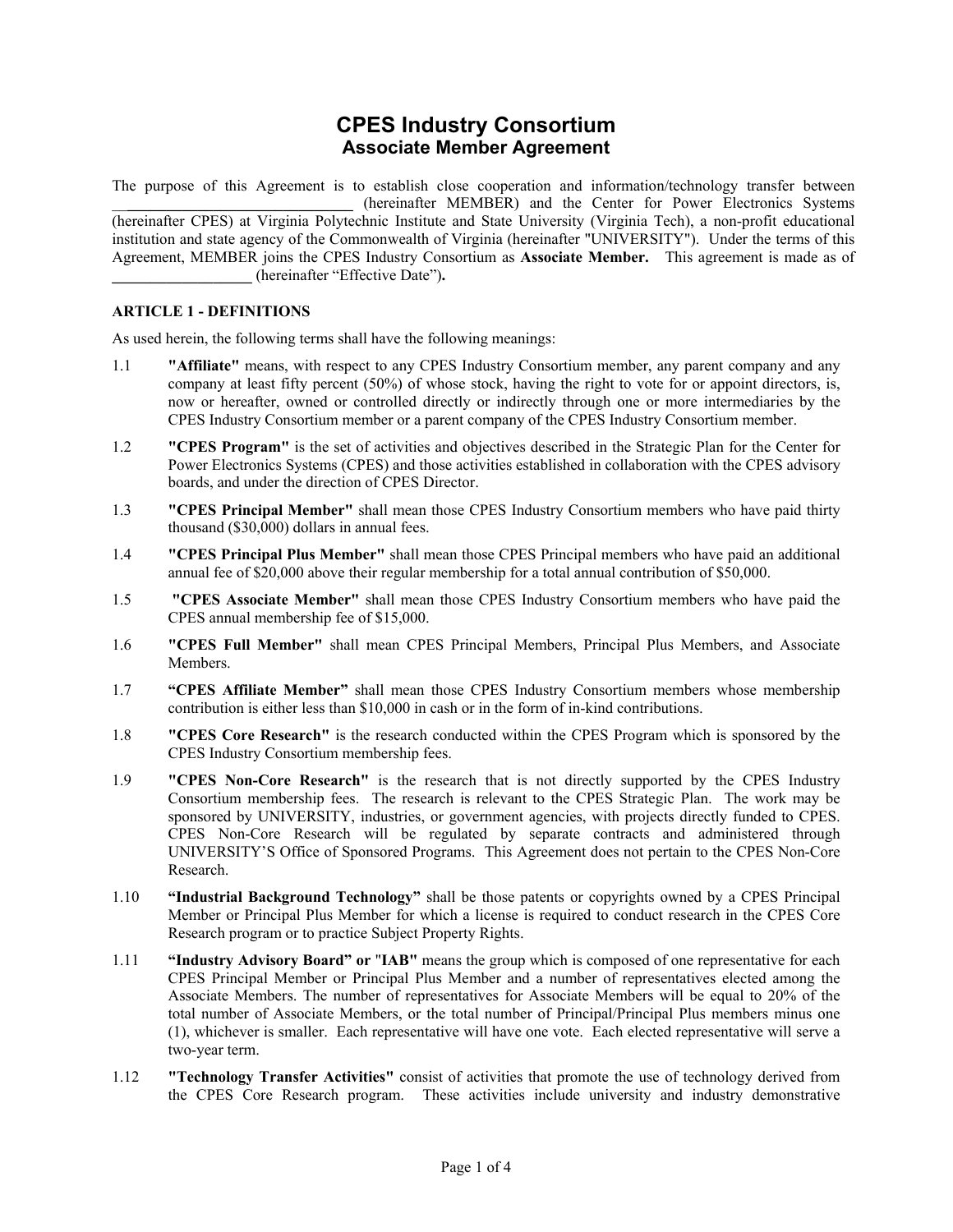# CPES Industry Consortium
## Associate Member Agreement

The purpose of this Agreement is to establish close cooperation and information/technology transfer between ______________________________ (hereinafter MEMBER) and the Center for Power Electronics Systems (hereinafter CPES) at Virginia Polytechnic Institute and State University (Virginia Tech), a non-profit educational institution and state agency of the Commonwealth of Virginia (hereinafter "UNIVERSITY"). Under the terms of this Agreement, MEMBER joins the CPES Industry Consortium as **Associate Member.** This agreement is made as of __________________ (hereinafter "Effective Date")**.**

**ARTICLE 1 - DEFINITIONS**

As used herein, the following terms shall have the following meanings:

1.1 **"Affiliate"** means, with respect to any CPES Industry Consortium member, any parent company and any company at least fifty percent (50%) of whose stock, having the right to vote for or appoint directors, is, now or hereafter, owned or controlled directly or indirectly through one or more intermediaries by the CPES Industry Consortium member or a parent company of the CPES Industry Consortium member.

1.2 **"CPES Program"** is the set of activities and objectives described in the Strategic Plan for the Center for Power Electronics Systems (CPES) and those activities established in collaboration with the CPES advisory boards, and under the direction of CPES Director.

1.3 **"CPES Principal Member"** shall mean those CPES Industry Consortium members who have paid thirty thousand ($30,000) dollars in annual fees.

1.4 **"CPES Principal Plus Member"** shall mean those CPES Principal members who have paid an additional annual fee of $20,000 above their regular membership for a total annual contribution of $50,000.

1.5 **"CPES Associate Member"** shall mean those CPES Industry Consortium members who have paid the CPES annual membership fee of $15,000.

1.6 **"CPES Full Member"** shall mean CPES Principal Members, Principal Plus Members, and Associate Members.

1.7 **"CPES Affiliate Member"** shall mean those CPES Industry Consortium members whose membership contribution is either less than $10,000 in cash or in the form of in-kind contributions.

1.8 **"CPES Core Research"** is the research conducted within the CPES Program which is sponsored by the CPES Industry Consortium membership fees.

1.9 **"CPES Non-Core Research"** is the research that is not directly supported by the CPES Industry Consortium membership fees. The research is relevant to the CPES Strategic Plan. The work may be sponsored by UNIVERSITY, industries, or government agencies, with projects directly funded to CPES. CPES Non-Core Research will be regulated by separate contracts and administered through UNIVERSITY'S Office of Sponsored Programs. This Agreement does not pertain to the CPES Non-Core Research.

1.10 **"Industrial Background Technology"** shall be those patents or copyrights owned by a CPES Principal Member or Principal Plus Member for which a license is required to conduct research in the CPES Core Research program or to practice Subject Property Rights.

1.11 **"Industry Advisory Board" or "IAB"** means the group which is composed of one representative for each CPES Principal Member or Principal Plus Member and a number of representatives elected among the Associate Members. The number of representatives for Associate Members will be equal to 20% of the total number of Associate Members, or the total number of Principal/Principal Plus members minus one (1), whichever is smaller. Each representative will have one vote. Each elected representative will serve a two-year term.

1.12 **"Technology Transfer Activities"** consist of activities that promote the use of technology derived from the CPES Core Research program. These activities include university and industry demonstrative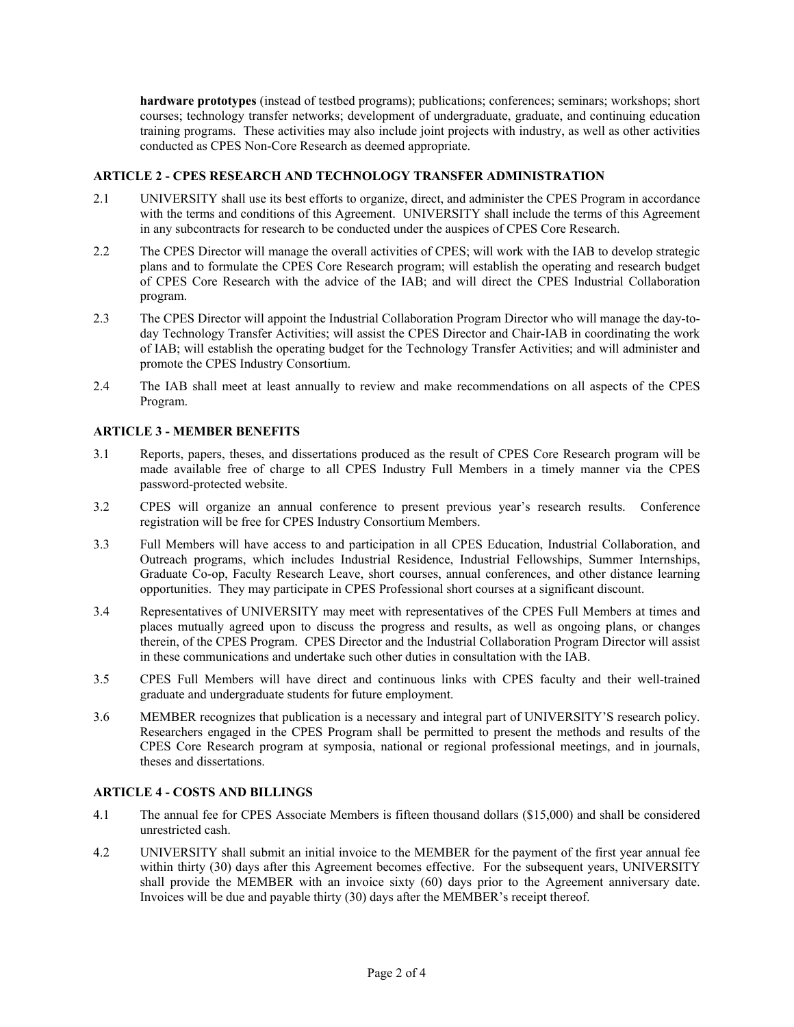**hardware prototypes** (instead of testbed programs); publications; conferences; seminars; workshops; short courses; technology transfer networks; development of undergraduate, graduate, and continuing education training programs. These activities may also include joint projects with industry, as well as other activities conducted as CPES Non-Core Research as deemed appropriate.

## ARTICLE 2 - CPES RESEARCH AND TECHNOLOGY TRANSFER ADMINISTRATION

2.1 UNIVERSITY shall use its best efforts to organize, direct, and administer the CPES Program in accordance with the terms and conditions of this Agreement. UNIVERSITY shall include the terms of this Agreement in any subcontracts for research to be conducted under the auspices of CPES Core Research.

2.2 The CPES Director will manage the overall activities of CPES; will work with the IAB to develop strategic plans and to formulate the CPES Core Research program; will establish the operating and research budget of CPES Core Research with the advice of the IAB; and will direct the CPES Industrial Collaboration program.

2.3 The CPES Director will appoint the Industrial Collaboration Program Director who will manage the day-to-day Technology Transfer Activities; will assist the CPES Director and Chair-IAB in coordinating the work of IAB; will establish the operating budget for the Technology Transfer Activities; and will administer and promote the CPES Industry Consortium.

2.4 The IAB shall meet at least annually to review and make recommendations on all aspects of the CPES Program.

## ARTICLE 3 - MEMBER BENEFITS

3.1 Reports, papers, theses, and dissertations produced as the result of CPES Core Research program will be made available free of charge to all CPES Industry Full Members in a timely manner via the CPES password-protected website.

3.2 CPES will organize an annual conference to present previous year's research results. Conference registration will be free for CPES Industry Consortium Members.

3.3 Full Members will have access to and participation in all CPES Education, Industrial Collaboration, and Outreach programs, which includes Industrial Residence, Industrial Fellowships, Summer Internships, Graduate Co-op, Faculty Research Leave, short courses, annual conferences, and other distance learning opportunities. They may participate in CPES Professional short courses at a significant discount.

3.4 Representatives of UNIVERSITY may meet with representatives of the CPES Full Members at times and places mutually agreed upon to discuss the progress and results, as well as ongoing plans, or changes therein, of the CPES Program. CPES Director and the Industrial Collaboration Program Director will assist in these communications and undertake such other duties in consultation with the IAB.

3.5 CPES Full Members will have direct and continuous links with CPES faculty and their well-trained graduate and undergraduate students for future employment.

3.6 MEMBER recognizes that publication is a necessary and integral part of UNIVERSITY'S research policy. Researchers engaged in the CPES Program shall be permitted to present the methods and results of the CPES Core Research program at symposia, national or regional professional meetings, and in journals, theses and dissertations.

## ARTICLE 4 - COSTS AND BILLINGS

4.1 The annual fee for CPES Associate Members is fifteen thousand dollars ($15,000) and shall be considered unrestricted cash.

4.2 UNIVERSITY shall submit an initial invoice to the MEMBER for the payment of the first year annual fee within thirty (30) days after this Agreement becomes effective. For the subsequent years, UNIVERSITY shall provide the MEMBER with an invoice sixty (60) days prior to the Agreement anniversary date. Invoices will be due and payable thirty (30) days after the MEMBER's receipt thereof.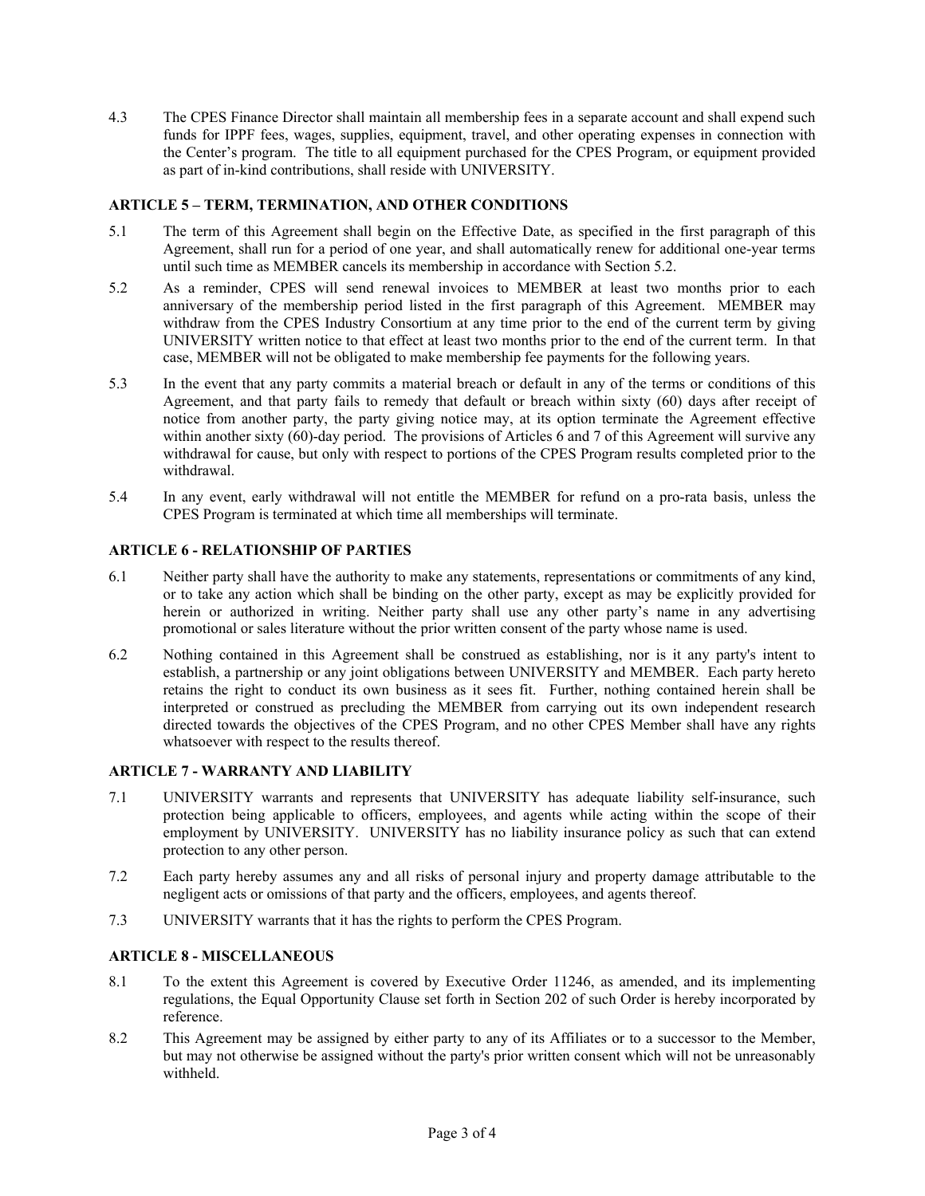4.3 The CPES Finance Director shall maintain all membership fees in a separate account and shall expend such funds for IPPF fees, wages, supplies, equipment, travel, and other operating expenses in connection with the Center's program. The title to all equipment purchased for the CPES Program, or equipment provided as part of in-kind contributions, shall reside with UNIVERSITY.

## ARTICLE 5 – TERM, TERMINATION, AND OTHER CONDITIONS

5.1 The term of this Agreement shall begin on the Effective Date, as specified in the first paragraph of this Agreement, shall run for a period of one year, and shall automatically renew for additional one-year terms until such time as MEMBER cancels its membership in accordance with Section 5.2.

5.2 As a reminder, CPES will send renewal invoices to MEMBER at least two months prior to each anniversary of the membership period listed in the first paragraph of this Agreement. MEMBER may withdraw from the CPES Industry Consortium at any time prior to the end of the current term by giving UNIVERSITY written notice to that effect at least two months prior to the end of the current term. In that case, MEMBER will not be obligated to make membership fee payments for the following years.

5.3 In the event that any party commits a material breach or default in any of the terms or conditions of this Agreement, and that party fails to remedy that default or breach within sixty (60) days after receipt of notice from another party, the party giving notice may, at its option terminate the Agreement effective within another sixty (60)-day period. The provisions of Articles 6 and 7 of this Agreement will survive any withdrawal for cause, but only with respect to portions of the CPES Program results completed prior to the withdrawal.

5.4 In any event, early withdrawal will not entitle the MEMBER for refund on a pro-rata basis, unless the CPES Program is terminated at which time all memberships will terminate.

## ARTICLE 6 - RELATIONSHIP OF PARTIES

6.1 Neither party shall have the authority to make any statements, representations or commitments of any kind, or to take any action which shall be binding on the other party, except as may be explicitly provided for herein or authorized in writing. Neither party shall use any other party's name in any advertising promotional or sales literature without the prior written consent of the party whose name is used.

6.2 Nothing contained in this Agreement shall be construed as establishing, nor is it any party's intent to establish, a partnership or any joint obligations between UNIVERSITY and MEMBER. Each party hereto retains the right to conduct its own business as it sees fit. Further, nothing contained herein shall be interpreted or construed as precluding the MEMBER from carrying out its own independent research directed towards the objectives of the CPES Program, and no other CPES Member shall have any rights whatsoever with respect to the results thereof.

## ARTICLE 7 - WARRANTY AND LIABILITY

7.1 UNIVERSITY warrants and represents that UNIVERSITY has adequate liability self-insurance, such protection being applicable to officers, employees, and agents while acting within the scope of their employment by UNIVERSITY. UNIVERSITY has no liability insurance policy as such that can extend protection to any other person.

7.2 Each party hereby assumes any and all risks of personal injury and property damage attributable to the negligent acts or omissions of that party and the officers, employees, and agents thereof.

7.3 UNIVERSITY warrants that it has the rights to perform the CPES Program.

## ARTICLE 8 - MISCELLANEOUS

8.1 To the extent this Agreement is covered by Executive Order 11246, as amended, and its implementing regulations, the Equal Opportunity Clause set forth in Section 202 of such Order is hereby incorporated by reference.

8.2 This Agreement may be assigned by either party to any of its Affiliates or to a successor to the Member, but may not otherwise be assigned without the party's prior written consent which will not be unreasonably withheld.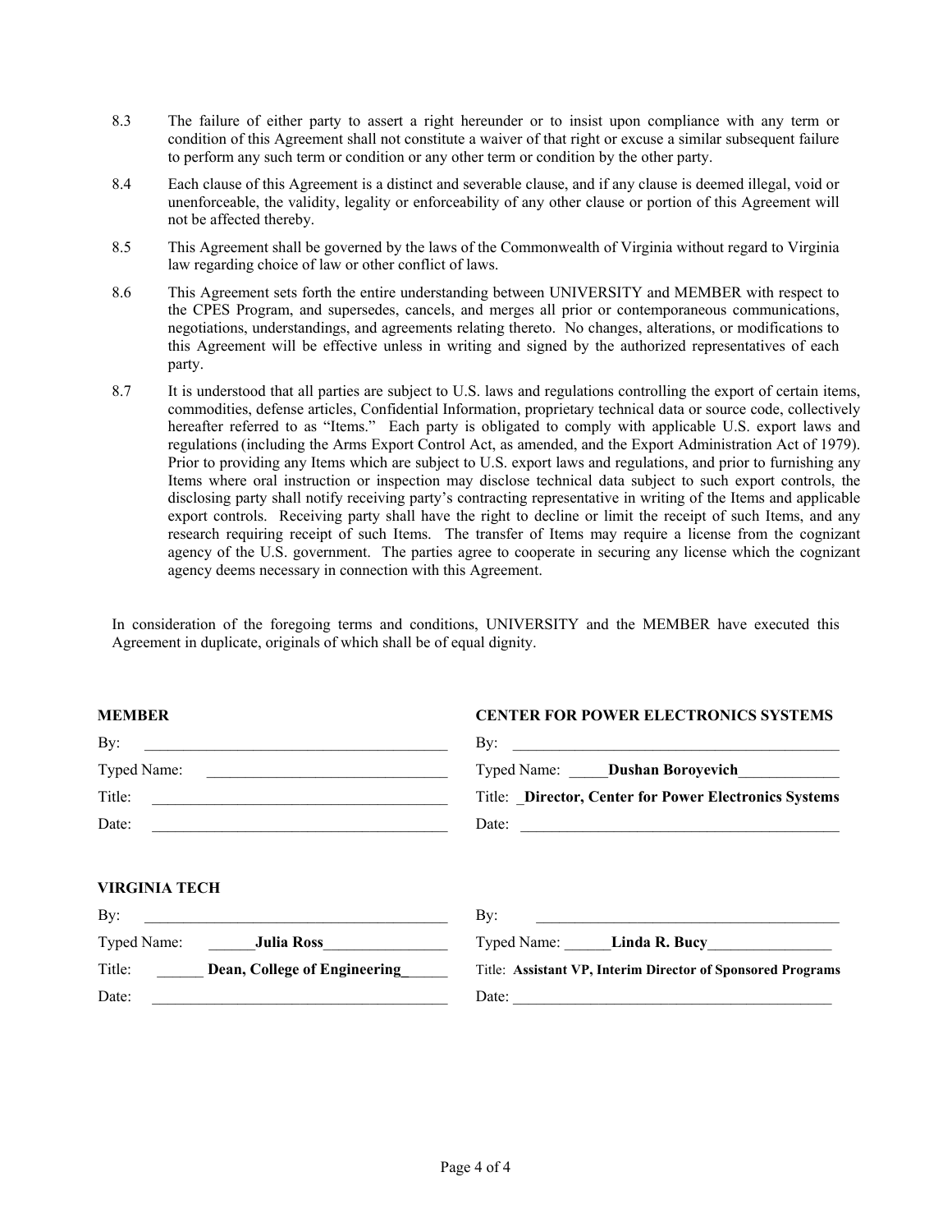8.3 The failure of either party to assert a right hereunder or to insist upon compliance with any term or condition of this Agreement shall not constitute a waiver of that right or excuse a similar subsequent failure to perform any such term or condition or any other term or condition by the other party.

8.4 Each clause of this Agreement is a distinct and severable clause, and if any clause is deemed illegal, void or unenforceable, the validity, legality or enforceability of any other clause or portion of this Agreement will not be affected thereby.

8.5 This Agreement shall be governed by the laws of the Commonwealth of Virginia without regard to Virginia law regarding choice of law or other conflict of laws.

8.6 This Agreement sets forth the entire understanding between UNIVERSITY and MEMBER with respect to the CPES Program, and supersedes, cancels, and merges all prior or contemporaneous communications, negotiations, understandings, and agreements relating thereto. No changes, alterations, or modifications to this Agreement will be effective unless in writing and signed by the authorized representatives of each party.

8.7 It is understood that all parties are subject to U.S. laws and regulations controlling the export of certain items, commodities, defense articles, Confidential Information, proprietary technical data or source code, collectively hereafter referred to as "Items." Each party is obligated to comply with applicable U.S. export laws and regulations (including the Arms Export Control Act, as amended, and the Export Administration Act of 1979). Prior to providing any Items which are subject to U.S. export laws and regulations, and prior to furnishing any Items where oral instruction or inspection may disclose technical data subject to such export controls, the disclosing party shall notify receiving party's contracting representative in writing of the Items and applicable export controls. Receiving party shall have the right to decline or limit the receipt of such Items, and any research requiring receipt of such Items. The transfer of Items may require a license from the cognizant agency of the U.S. government. The parties agree to cooperate in securing any license which the cognizant agency deems necessary in connection with this Agreement.

In consideration of the foregoing terms and conditions, UNIVERSITY and the MEMBER have executed this Agreement in duplicate, originals of which shall be of equal dignity.

**MEMBER**

By: ______________________________________

Typed Name: ______________________________

Title: _____________________________________

Date: _____________________________________

**CENTER FOR POWER ELECTRONICS SYSTEMS**

By: ______________________________________

Typed Name: **Dushan Boroyevich**

Title: **Director, Center for Power Electronics Systems**

Date: _____________________________________

**VIRGINIA TECH**

By: ______________________________________

Typed Name: **Julia Ross**

Title: **Dean, College of Engineering**

Date: _____________________________________

By: ______________________________________

Typed Name: **Linda R. Bucy**

Title: **Assistant VP, Interim Director of Sponsored Programs**

Date: _____________________________________